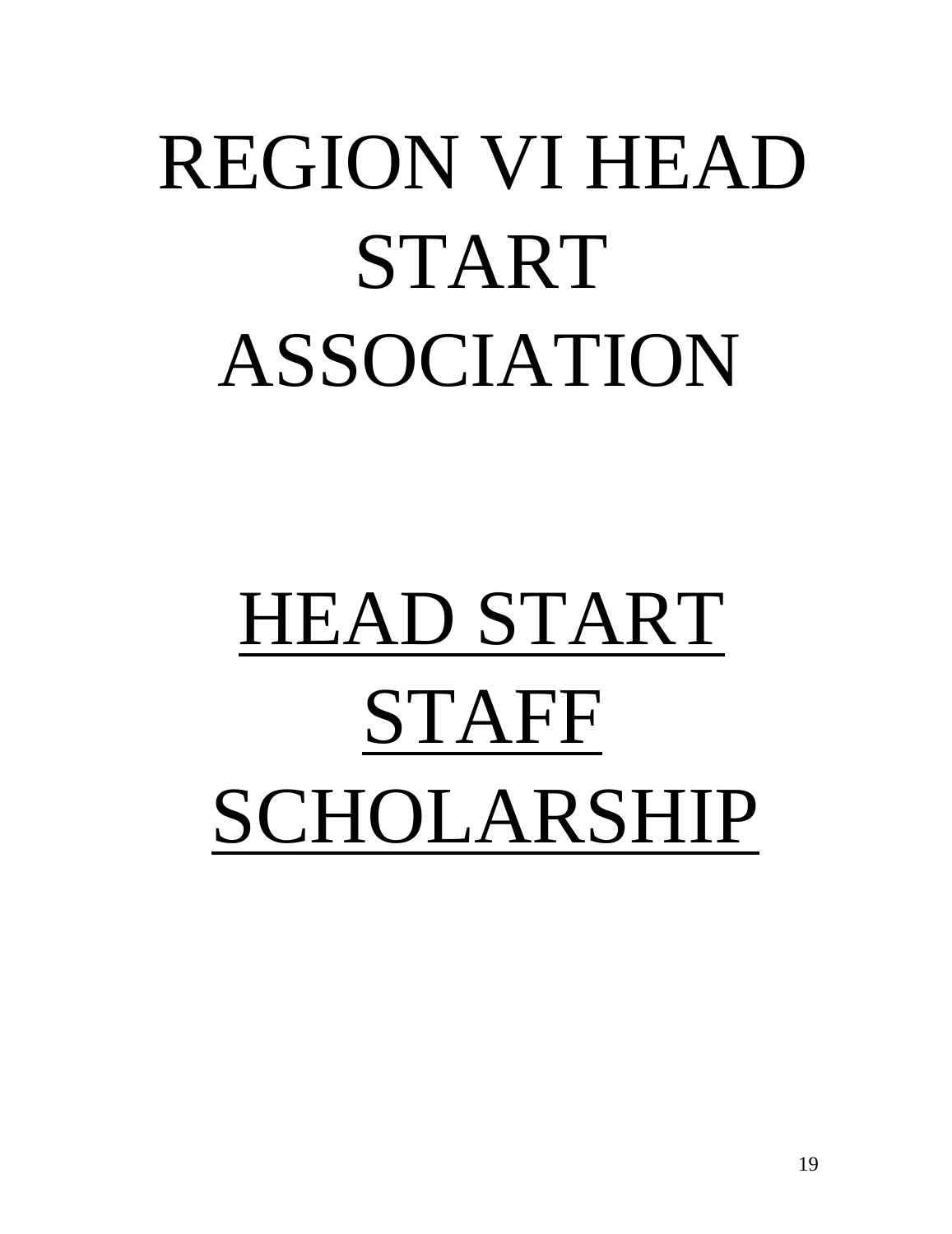# REGION VI HEAD START ASSOCIATION

# <u>HEAD START STAFF SCHOLARSHIP</u>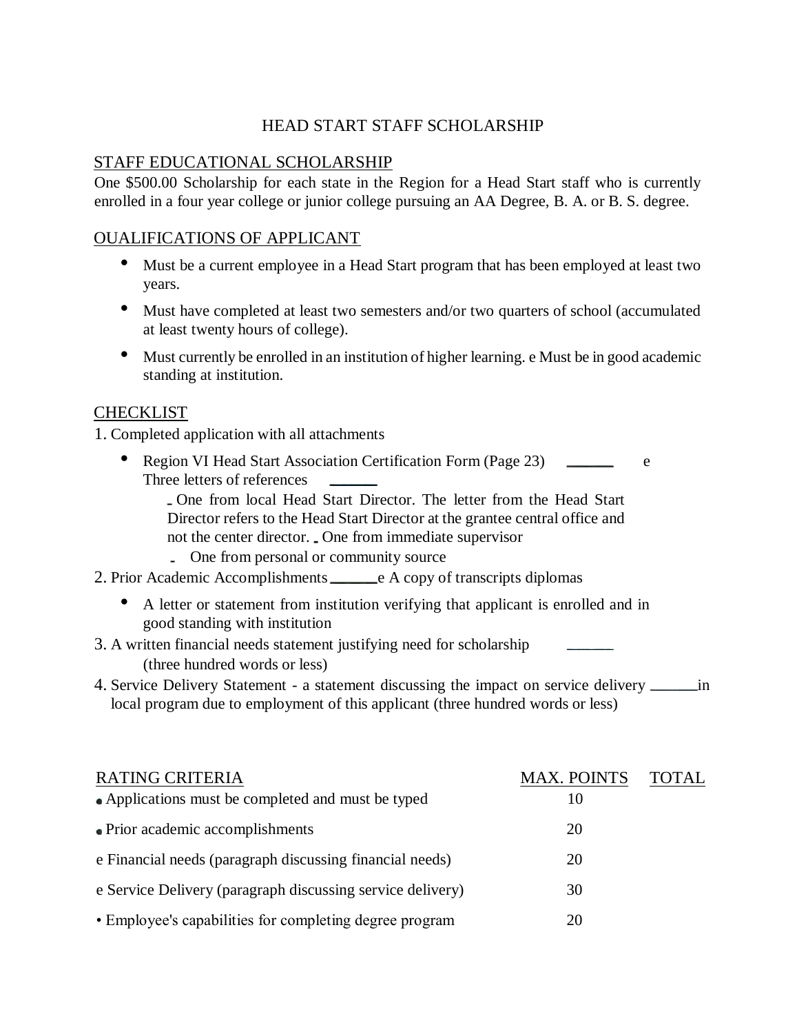HEAD START STAFF SCHOLARSHIP

STAFF EDUCATIONAL SCHOLARSHIP

One $500.00 Scholarship for each state in the Region for a Head Start staff who is currently enrolled in a four year college or junior college pursuing an AA Degree, B. A. or B. S. degree.

OUALIFICATIONS OF APPLICANT

- Must be a current employee in a Head Start program that has been employed at least two years.
- Must have completed at least two semesters and/or two quarters of school (accumulated at least twenty hours of college).
- Must currently be enrolled in an institution of higher learning. e Must be in good academic standing at institution.

CHECKLIST

1. Completed application with all attachments
   - Region VI Head Start Association Certification Form (Page 23) ______ e Three letters of references ______
     - One from local Head Start Director. The letter from the Head Start Director refers to the Head Start Director at the grantee central office and not the center director. - One from immediate supervisor
     - One from personal or community source
2. Prior Academic Accomplishments ______e A copy of transcripts diplomas
   - A letter or statement from institution verifying that applicant is enrolled and in good standing with institution
3. A written financial needs statement justifying need for scholarship ______ (three hundred words or less)
4. Service Delivery Statement - a statement discussing the impact on service delivery ______in local program due to employment of this applicant (three hundred words or less)

| RATING CRITERIA | MAX. POINTS | TOTAL |
|---|---|---|
| • Applications must be completed and must be typed | 10 | |
| • Prior academic accomplishments | 20 | |
| e Financial needs (paragraph discussing financial needs) | 20 | |
| e Service Delivery (paragraph discussing service delivery) | 30 | |
| • Employee's capabilities for completing degree program | 20 | |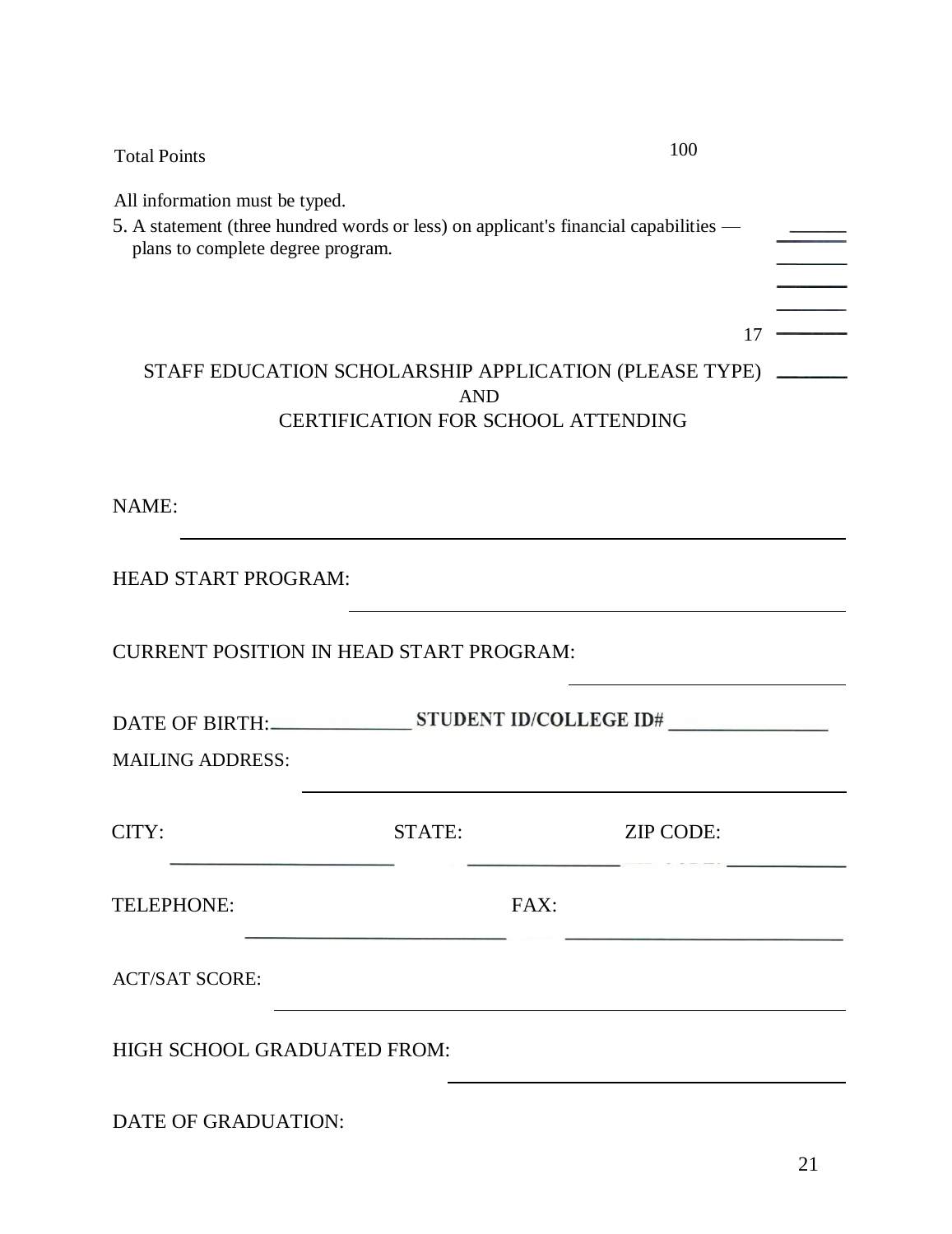Total Points 100

All information must be typed.

5. A statement (three hundred words or less) on applicant's financial capabilities — plans to complete degree program. 17

## STAFF EDUCATION SCHOLARSHIP APPLICATION (PLEASE TYPE) AND CERTIFICATION FOR SCHOOL ATTENDING

NAME: ______________________________

HEAD START PROGRAM: ______________________________

CURRENT POSITION IN HEAD START PROGRAM: ______________________________

DATE OF BIRTH: ______________ **STUDENT ID/COLLEGE ID#** ______________

MAILING ADDRESS: ______________________________

CITY: ______________ STATE: ______________ ZIP CODE: ______________

TELEPHONE: ______________ FAX: ______________

ACT/SAT SCORE: ______________________________

HIGH SCHOOL GRADUATED FROM: ______________________________

DATE OF GRADUATION: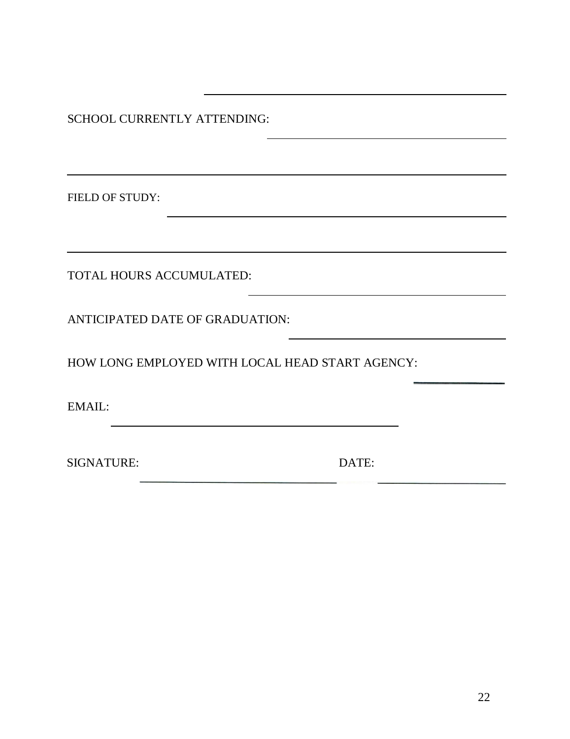SCHOOL CURRENTLY ATTENDING: ______________________________

______________________________________________________________

FIELD OF STUDY: ______________________________________________

______________________________________________________________

TOTAL HOURS ACCUMULATED: _________________________________

ANTICIPATED DATE OF GRADUATION: ___________________________

HOW LONG EMPLOYED WITH LOCAL HEAD START AGENCY: __________

EMAIL: _____________________________________

SIGNATURE: ___________________________ DATE: _________________